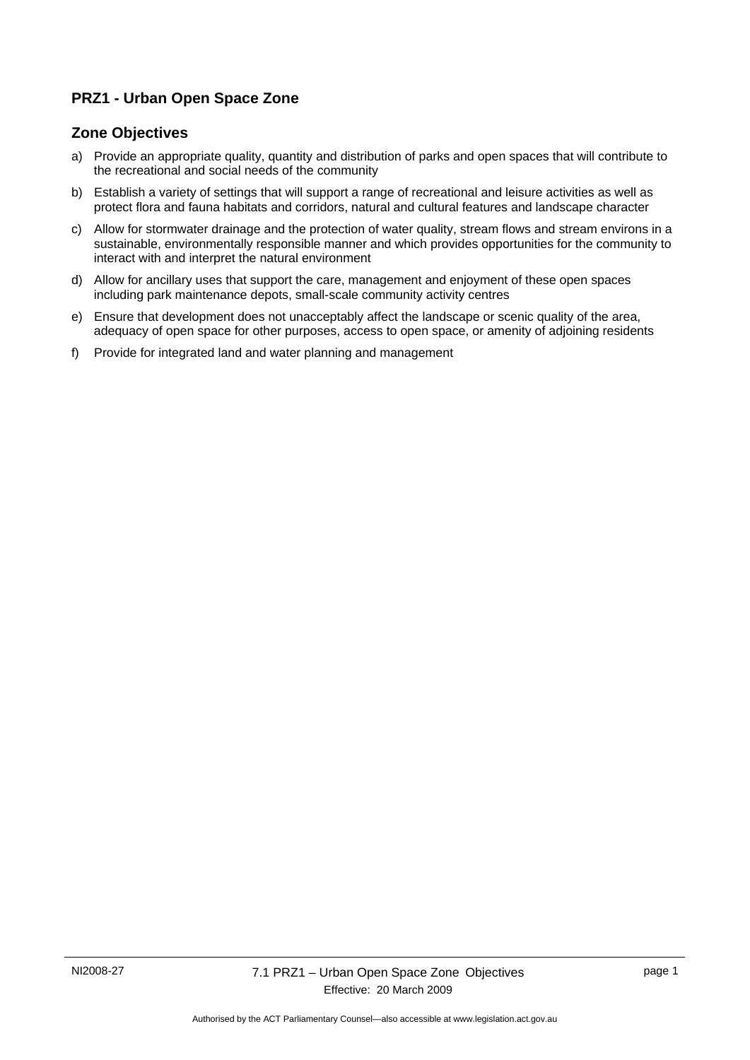# PRZ1 - Urban Open Space Zone

## Zone Objectives

a) Provide an appropriate quality, quantity and distribution of parks and open spaces that will contribute to the recreational and social needs of the community

b) Establish a variety of settings that will support a range of recreational and leisure activities as well as protect flora and fauna habitats and corridors, natural and cultural features and landscape character

c) Allow for stormwater drainage and the protection of water quality, stream flows and stream environs in a sustainable, environmentally responsible manner and which provides opportunities for the community to interact with and interpret the natural environment

d) Allow for ancillary uses that support the care, management and enjoyment of these open spaces including park maintenance depots, small-scale community activity centres

e) Ensure that development does not unacceptably affect the landscape or scenic quality of the area, adequacy of open space for other purposes, access to open space, or amenity of adjoining residents

f) Provide for integrated land and water planning and management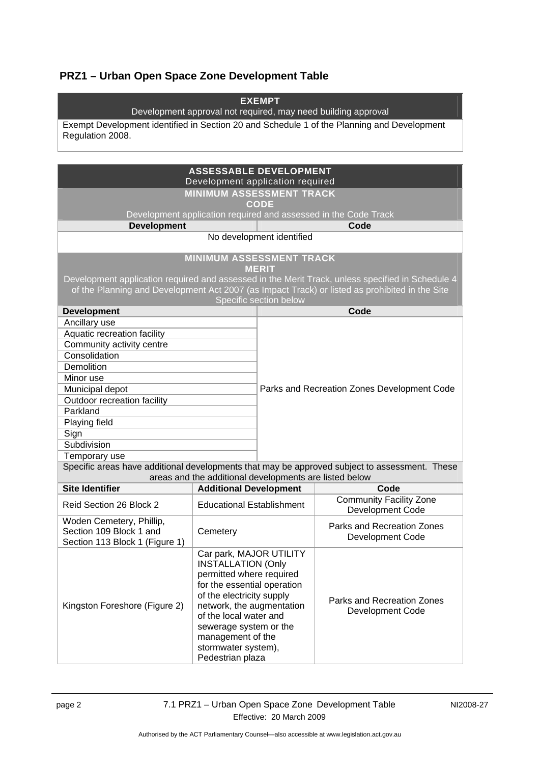## PRZ1 – Urban Open Space Zone Development Table

| EXEMPT<br>Development approval not required, may need building approval |
|---|
| Exempt Development identified in Section 20 and Schedule 1 of the Planning and Development Regulation 2008. |

| ASSESSABLE DEVELOPMENT<br>Development application required | |
|---|---|
| **MINIMUM ASSESSMENT TRACK**<br>**CODE**<br>Development application required and assessed in the Code Track | |
| **Development** | **Code** |
| No development identified | |
| **MINIMUM ASSESSMENT TRACK**<br>**MERIT**<br>Development application required and assessed in the Merit Track, unless specified in Schedule 4 of the Planning and Development Act 2007 (as Impact Track) or listed as prohibited in the Site Specific section below | |
| **Development** | **Code** |
| Ancillary use | Parks and Recreation Zones Development Code |
| Aquatic recreation facility | |
| Community activity centre | |
| Consolidation | |
| Demolition | |
| Minor use | |
| Municipal depot | |
| Outdoor recreation facility | |
| Parkland | |
| Playing field | |
| Sign | |
| Subdivision | |
| Temporary use | |

Specific areas have additional developments that may be approved subject to assessment. These areas and the additional developments are listed below

| Site Identifier | Additional Development | Code |
|---|---|---|
| Reid Section 26 Block 2 | Educational Establishment | Community Facility Zone Development Code |
| Woden Cemetery, Phillip, Section 109 Block 1 and Section 113 Block 1 (Figure 1) | Cemetery | Parks and Recreation Zones Development Code |
| Kingston Foreshore (Figure 2) | Car park, MAJOR UTILITY INSTALLATION (Only permitted where required for the essential operation of the electricity supply network, the augmentation of the local water and sewerage system or the management of the stormwater system), Pedestrian plaza | Parks and Recreation Zones Development Code |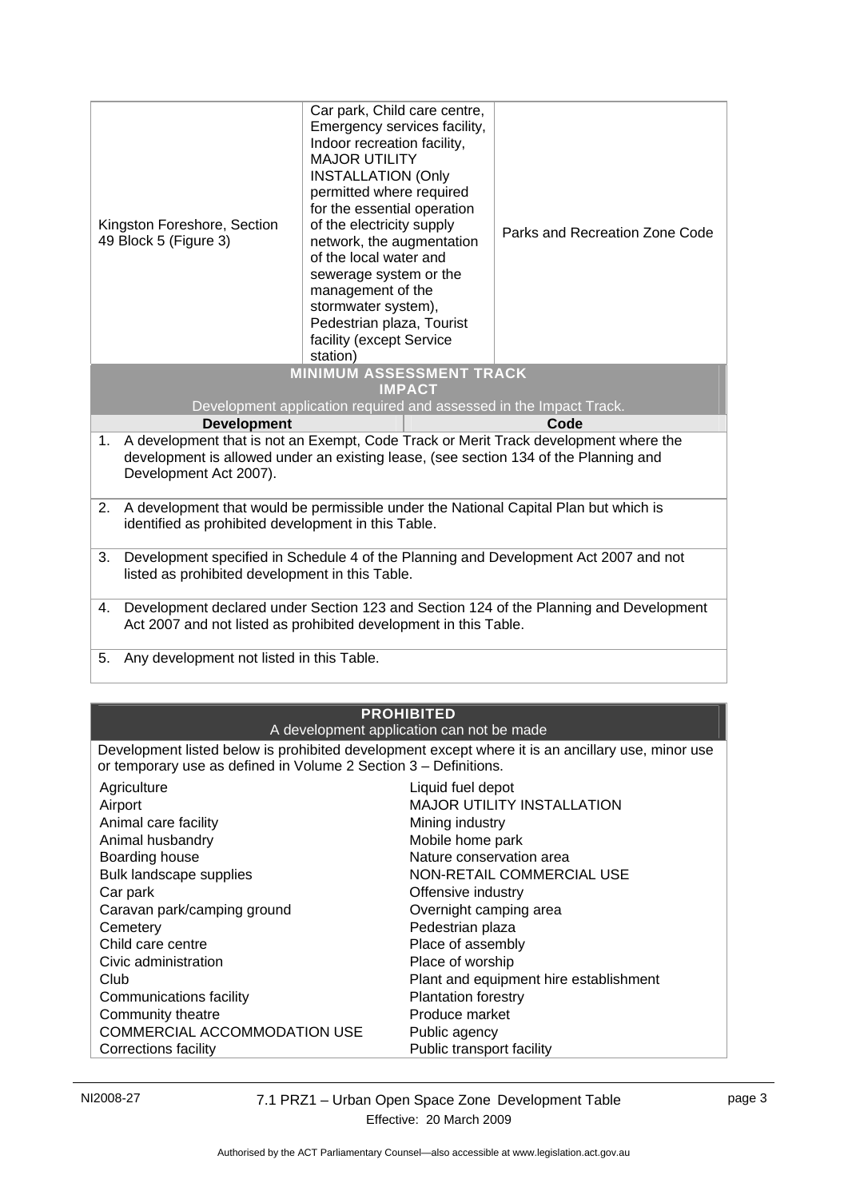| | | |
|---|---|---|
| Kingston Foreshore, Section 49 Block 5 (Figure 3) | Car park, Child care centre, Emergency services facility, Indoor recreation facility, MAJOR UTILITY INSTALLATION (Only permitted where required for the essential operation of the electricity supply network, the augmentation of the local water and sewerage system or the management of the stormwater system), Pedestrian plaza, Tourist facility (except Service station) | Parks and Recreation Zone Code |

| MINIMUM ASSESSMENT TRACK IMPACT Development application required and assessed in the Impact Track. | |
|---|---|
| **Development** | **Code** |
| 1. A development that is not an Exempt, Code Track or Merit Track development where the development is allowed under an existing lease, (see section 134 of the Planning and Development Act 2007). | |
| 2. A development that would be permissible under the National Capital Plan but which is identified as prohibited development in this Table. | |
| 3. Development specified in Schedule 4 of the Planning and Development Act 2007 and not listed as prohibited development in this Table. | |
| 4. Development declared under Section 123 and Section 124 of the Planning and Development Act 2007 and not listed as prohibited development in this Table. | |
| 5. Any development not listed in this Table. | |

**PROHIBITED**
A development application can not be made

Development listed below is prohibited development except where it is an ancillary use, minor use or temporary use as defined in Volume 2 Section 3 – Definitions.

| | |
|---|---|
| Agriculture | Liquid fuel depot |
| Airport | MAJOR UTILITY INSTALLATION |
| Animal care facility | Mining industry |
| Animal husbandry | Mobile home park |
| Boarding house | Nature conservation area |
| Bulk landscape supplies | NON-RETAIL COMMERCIAL USE |
| Car park | Offensive industry |
| Caravan park/camping ground | Overnight camping area |
| Cemetery | Pedestrian plaza |
| Child care centre | Place of assembly |
| Civic administration | Place of worship |
| Club | Plant and equipment hire establishment |
| Communications facility | Plantation forestry |
| Community theatre | Produce market |
| COMMERCIAL ACCOMMODATION USE | Public agency |
| Corrections facility | Public transport facility |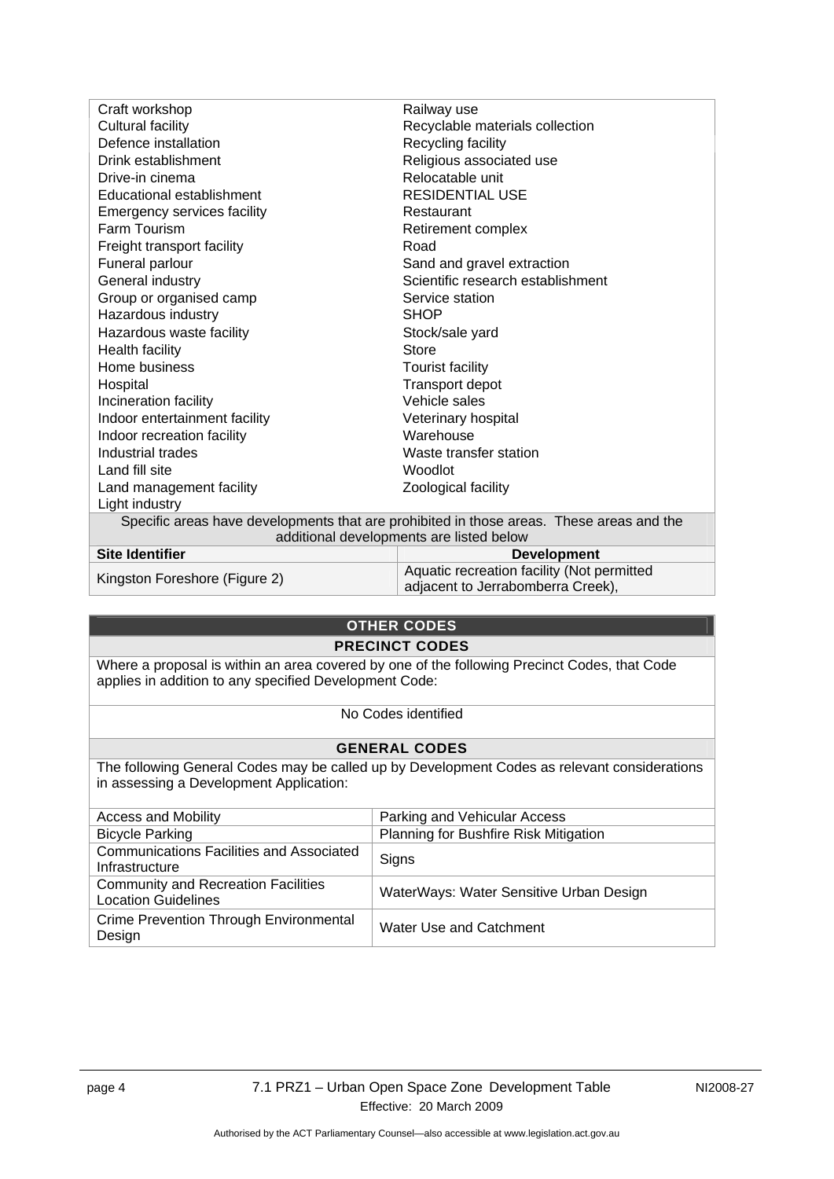| | |
|---|---|
| Craft workshop | Railway use |
| Cultural facility | Recyclable materials collection |
| Defence installation | Recycling facility |
| Drink establishment | Religious associated use |
| Drive-in cinema | Relocatable unit |
| Educational establishment | RESIDENTIAL USE |
| Emergency services facility | Restaurant |
| Farm Tourism | Retirement complex |
| Freight transport facility | Road |
| Funeral parlour | Sand and gravel extraction |
| General industry | Scientific research establishment |
| Group or organised camp | Service station |
| Hazardous industry | SHOP |
| Hazardous waste facility | Stock/sale yard |
| Health facility | Store |
| Home business | Tourist facility |
| Hospital | Transport depot |
| Incineration facility | Vehicle sales |
| Indoor entertainment facility | Veterinary hospital |
| Indoor recreation facility | Warehouse |
| Industrial trades | Waste transfer station |
| Land fill site | Woodlot |
| Land management facility | Zoological facility |
| Light industry | |
| Specific areas have developments that are prohibited in those areas. These areas and the additional developments are listed below | |
| **Site Identifier** | **Development** |
| Kingston Foreshore (Figure 2) | Aquatic recreation facility (Not permitted adjacent to Jerrabomberra Creek), |

## OTHER CODES

### PRECINCT CODES

Where a proposal is within an area covered by one of the following Precinct Codes, that Code applies in addition to any specified Development Code:

No Codes identified

### GENERAL CODES

The following General Codes may be called up by Development Codes as relevant considerations in assessing a Development Application:

| | |
|---|---|
| Access and Mobility | Parking and Vehicular Access |
| Bicycle Parking | Planning for Bushfire Risk Mitigation |
| Communications Facilities and Associated Infrastructure | Signs |
| Community and Recreation Facilities Location Guidelines | WaterWays: Water Sensitive Urban Design |
| Crime Prevention Through Environmental Design | Water Use and Catchment |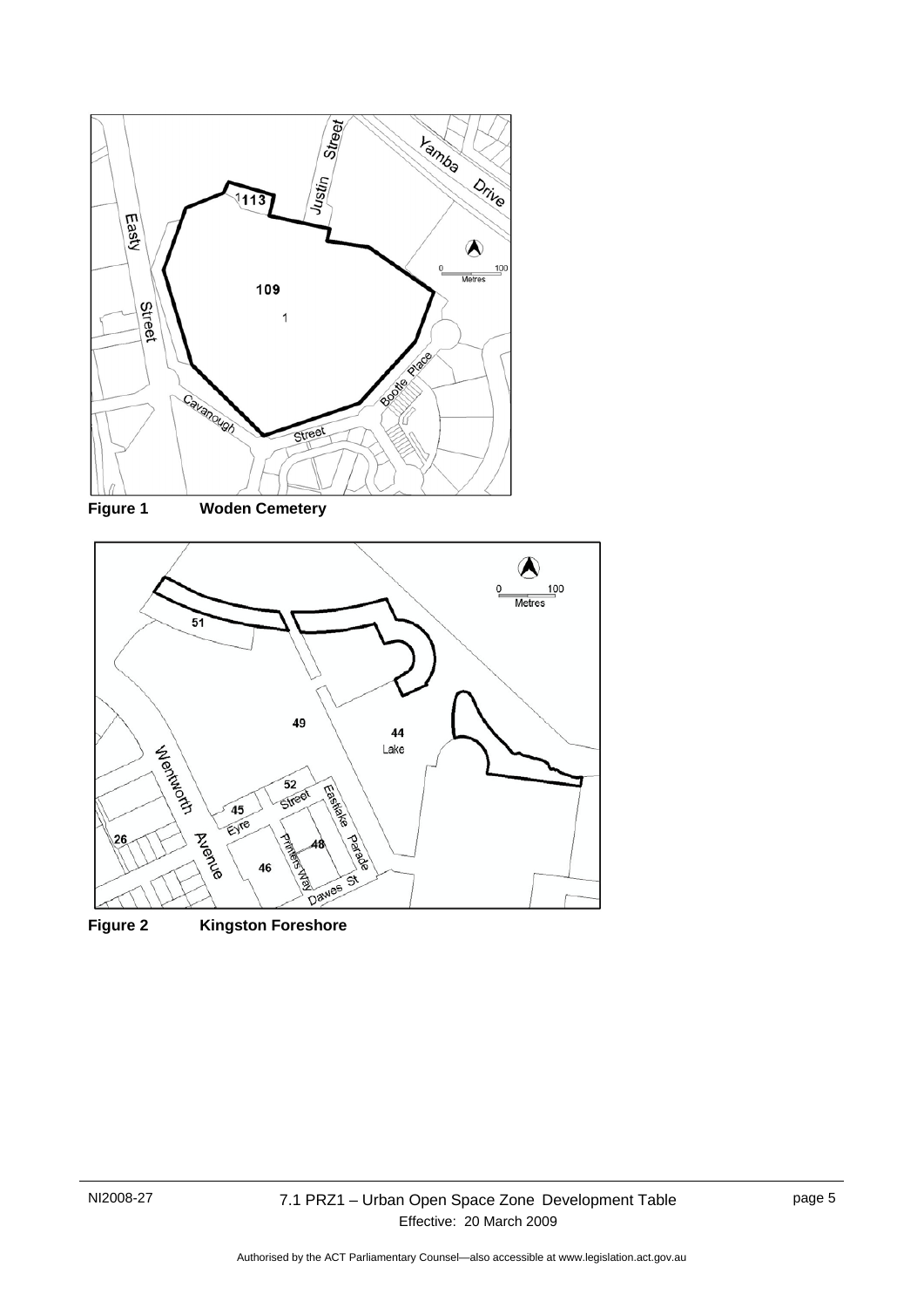**Figure 1 Woden Cemetery**

**Figure 2 Kingston Foreshore**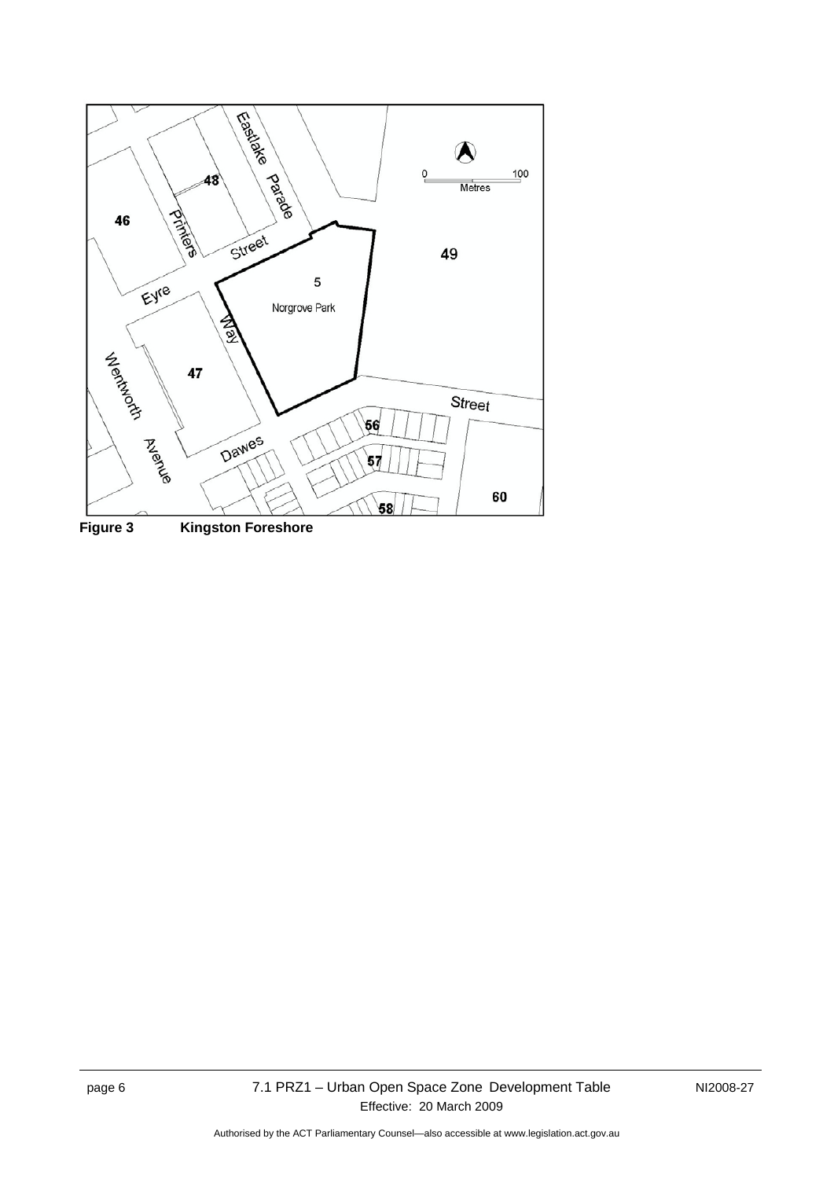Eastlake Parade

48

46

Printers

Street

0 100
Metres

49

5

Norgrove Park

Eyre

Way

Wentworth

47

Street

56

Dawes

57

Avenue

60

58

**Figure 3 Kingston Foreshore**